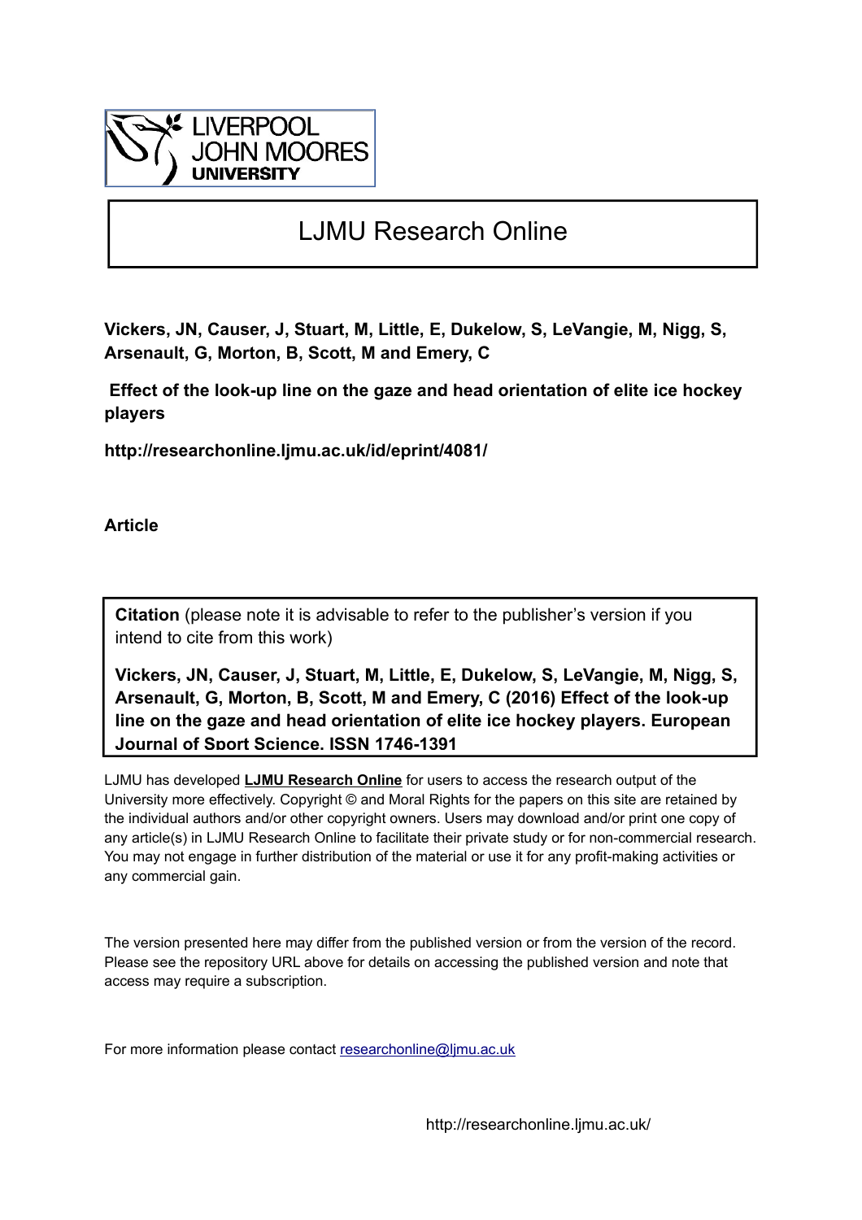LIVERPOOL JOHN MOORES UNIVERSITY

# LJMU Research Online

**Vickers, JN, Causer, J, Stuart, M, Little, E, Dukelow, S, LeVangie, M, Nigg, S, Arsenault, G, Morton, B, Scott, M and Emery, C**

**Effect of the look-up line on the gaze and head orientation of elite ice hockey players**

**http://researchonline.ljmu.ac.uk/id/eprint/4081/**

**Article**

**Citation** (please note it is advisable to refer to the publisher's version if you intend to cite from this work)

**Vickers, JN, Causer, J, Stuart, M, Little, E, Dukelow, S, LeVangie, M, Nigg, S, Arsenault, G, Morton, B, Scott, M and Emery, C (2016) Effect of the look-up line on the gaze and head orientation of elite ice hockey players. European Journal of Sport Science. ISSN 1746-1391**

LJMU has developed **LJMU Research Online** for users to access the research output of the University more effectively. Copyright © and Moral Rights for the papers on this site are retained by the individual authors and/or other copyright owners. Users may download and/or print one copy of any article(s) in LJMU Research Online to facilitate their private study or for non-commercial research. You may not engage in further distribution of the material or use it for any profit-making activities or any commercial gain.

The version presented here may differ from the published version or from the version of the record. Please see the repository URL above for details on accessing the published version and note that access may require a subscription.

For more information please contact researchonline@ljmu.ac.uk

http://researchonline.ljmu.ac.uk/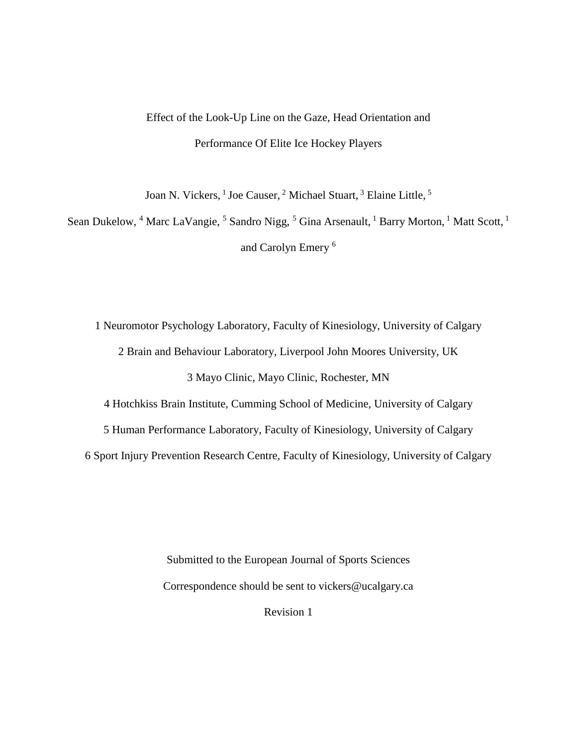# Effect of the Look-Up Line on the Gaze, Head Orientation and Performance Of Elite Ice Hockey Players

Joan N. Vickers, [1] Joe Causer, [2] Michael Stuart, [3] Elaine Little, [5]

Sean Dukelow, [4] Marc LaVangie, [5] Sandro Nigg, [5] Gina Arsenault, [1] Barry Morton, [1] Matt Scott, [1]

and Carolyn Emery [6]

1 Neuromotor Psychology Laboratory, Faculty of Kinesiology, University of Calgary

2 Brain and Behaviour Laboratory, Liverpool John Moores University, UK

3 Mayo Clinic, Mayo Clinic, Rochester, MN

4 Hotchkiss Brain Institute, Cumming School of Medicine, University of Calgary

5 Human Performance Laboratory, Faculty of Kinesiology, University of Calgary

6 Sport Injury Prevention Research Centre, Faculty of Kinesiology, University of Calgary

Submitted to the European Journal of Sports Sciences

Correspondence should be sent to vickers@ucalgary.ca

Revision 1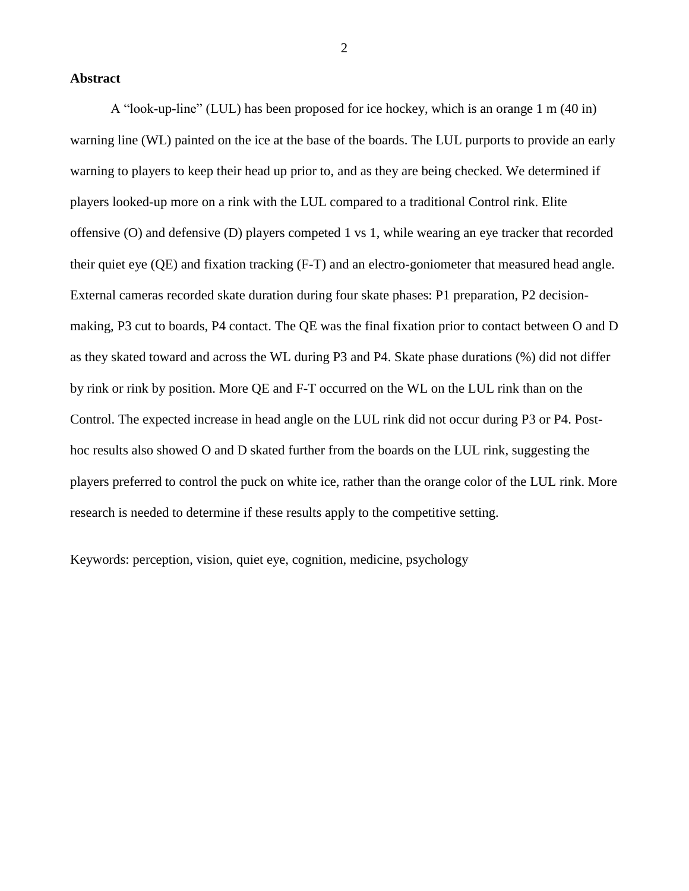**Abstract**

A "look-up-line" (LUL) has been proposed for ice hockey, which is an orange 1 m (40 in) warning line (WL) painted on the ice at the base of the boards. The LUL purports to provide an early warning to players to keep their head up prior to, and as they are being checked. We determined if players looked-up more on a rink with the LUL compared to a traditional Control rink. Elite offensive (O) and defensive (D) players competed 1 vs 1, while wearing an eye tracker that recorded their quiet eye (QE) and fixation tracking (F-T) and an electro-goniometer that measured head angle. External cameras recorded skate duration during four skate phases: P1 preparation, P2 decision-making, P3 cut to boards, P4 contact. The QE was the final fixation prior to contact between O and D as they skated toward and across the WL during P3 and P4. Skate phase durations (%) did not differ by rink or rink by position. More QE and F-T occurred on the WL on the LUL rink than on the Control. The expected increase in head angle on the LUL rink did not occur during P3 or P4. Post-hoc results also showed O and D skated further from the boards on the LUL rink, suggesting the players preferred to control the puck on white ice, rather than the orange color of the LUL rink. More research is needed to determine if these results apply to the competitive setting.

Keywords: perception, vision, quiet eye, cognition, medicine, psychology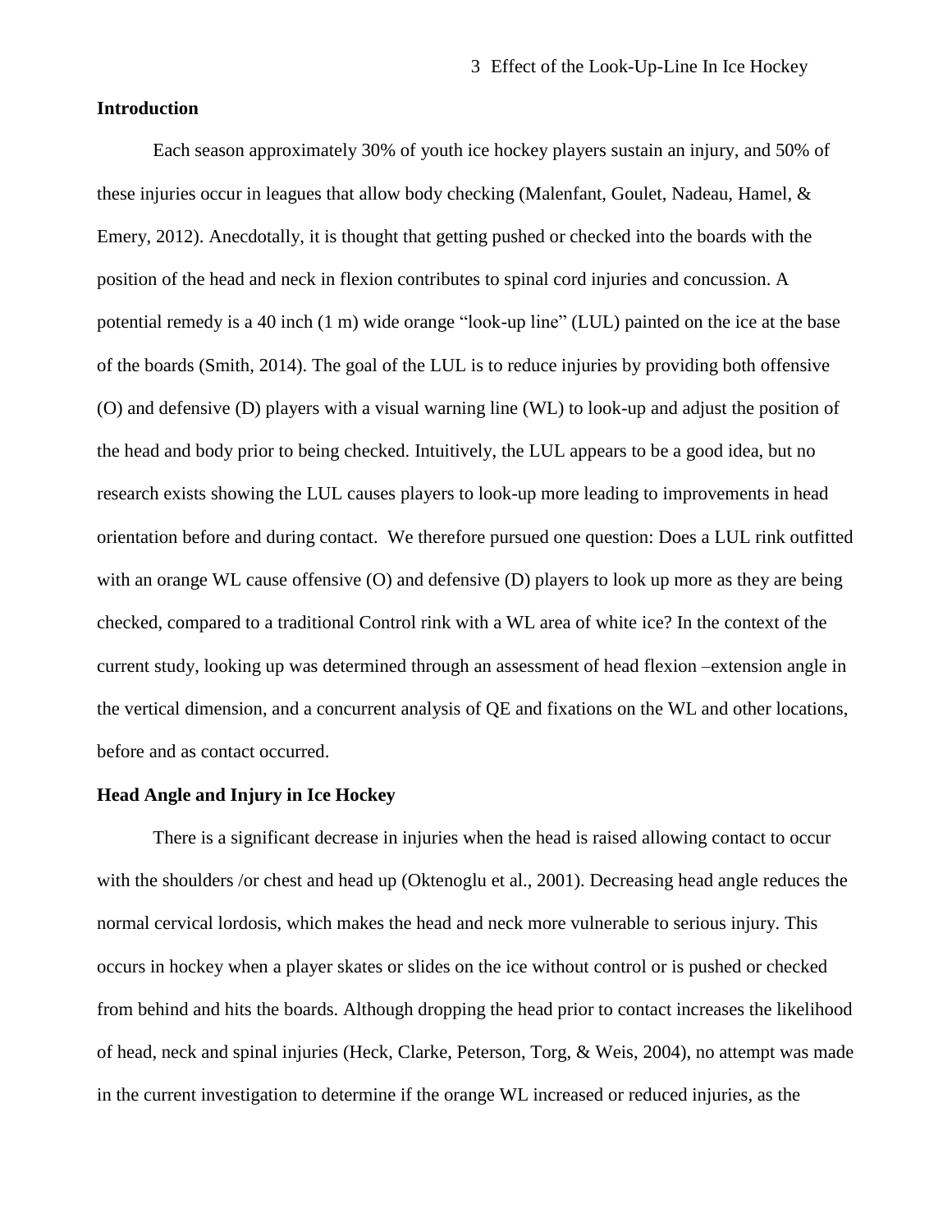## Introduction

Each season approximately 30% of youth ice hockey players sustain an injury, and 50% of these injuries occur in leagues that allow body checking (Malenfant, Goulet, Nadeau, Hamel, & Emery, 2012). Anecdotally, it is thought that getting pushed or checked into the boards with the position of the head and neck in flexion contributes to spinal cord injuries and concussion. A potential remedy is a 40 inch (1 m) wide orange "look-up line" (LUL) painted on the ice at the base of the boards (Smith, 2014). The goal of the LUL is to reduce injuries by providing both offensive (O) and defensive (D) players with a visual warning line (WL) to look-up and adjust the position of the head and body prior to being checked. Intuitively, the LUL appears to be a good idea, but no research exists showing the LUL causes players to look-up more leading to improvements in head orientation before and during contact. We therefore pursued one question: Does a LUL rink outfitted with an orange WL cause offensive (O) and defensive (D) players to look up more as they are being checked, compared to a traditional Control rink with a WL area of white ice? In the context of the current study, looking up was determined through an assessment of head flexion –extension angle in the vertical dimension, and a concurrent analysis of QE and fixations on the WL and other locations, before and as contact occurred.

## Head Angle and Injury in Ice Hockey

There is a significant decrease in injuries when the head is raised allowing contact to occur with the shoulders /or chest and head up (Oktenoglu et al., 2001). Decreasing head angle reduces the normal cervical lordosis, which makes the head and neck more vulnerable to serious injury. This occurs in hockey when a player skates or slides on the ice without control or is pushed or checked from behind and hits the boards. Although dropping the head prior to contact increases the likelihood of head, neck and spinal injuries (Heck, Clarke, Peterson, Torg, & Weis, 2004), no attempt was made in the current investigation to determine if the orange WL increased or reduced injuries, as the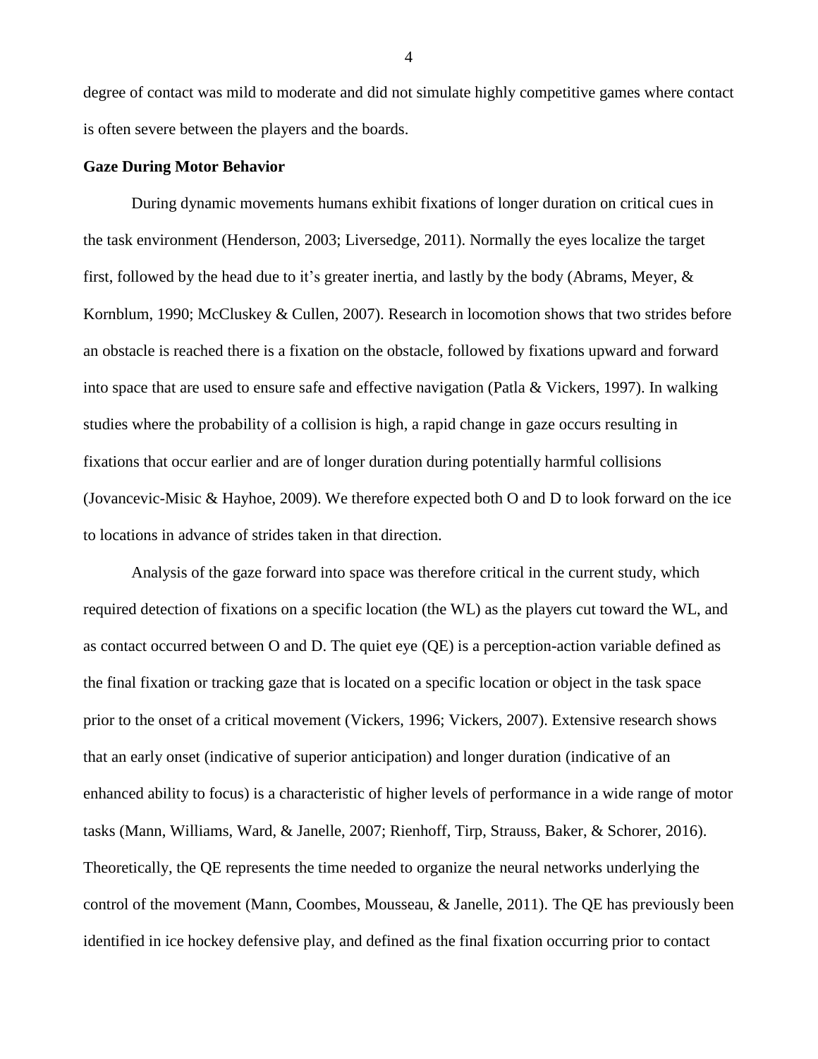degree of contact was mild to moderate and did not simulate highly competitive games where contact is often severe between the players and the boards.

**Gaze During Motor Behavior**

During dynamic movements humans exhibit fixations of longer duration on critical cues in the task environment (Henderson, 2003; Liversedge, 2011). Normally the eyes localize the target first, followed by the head due to it's greater inertia, and lastly by the body (Abrams, Meyer, & Kornblum, 1990; McCluskey & Cullen, 2007). Research in locomotion shows that two strides before an obstacle is reached there is a fixation on the obstacle, followed by fixations upward and forward into space that are used to ensure safe and effective navigation (Patla & Vickers, 1997). In walking studies where the probability of a collision is high, a rapid change in gaze occurs resulting in fixations that occur earlier and are of longer duration during potentially harmful collisions (Jovancevic-Misic & Hayhoe, 2009). We therefore expected both O and D to look forward on the ice to locations in advance of strides taken in that direction.

Analysis of the gaze forward into space was therefore critical in the current study, which required detection of fixations on a specific location (the WL) as the players cut toward the WL, and as contact occurred between O and D. The quiet eye (QE) is a perception-action variable defined as the final fixation or tracking gaze that is located on a specific location or object in the task space prior to the onset of a critical movement (Vickers, 1996; Vickers, 2007). Extensive research shows that an early onset (indicative of superior anticipation) and longer duration (indicative of an enhanced ability to focus) is a characteristic of higher levels of performance in a wide range of motor tasks (Mann, Williams, Ward, & Janelle, 2007; Rienhoff, Tirp, Strauss, Baker, & Schorer, 2016). Theoretically, the QE represents the time needed to organize the neural networks underlying the control of the movement (Mann, Coombes, Mousseau, & Janelle, 2011). The QE has previously been identified in ice hockey defensive play, and defined as the final fixation occurring prior to contact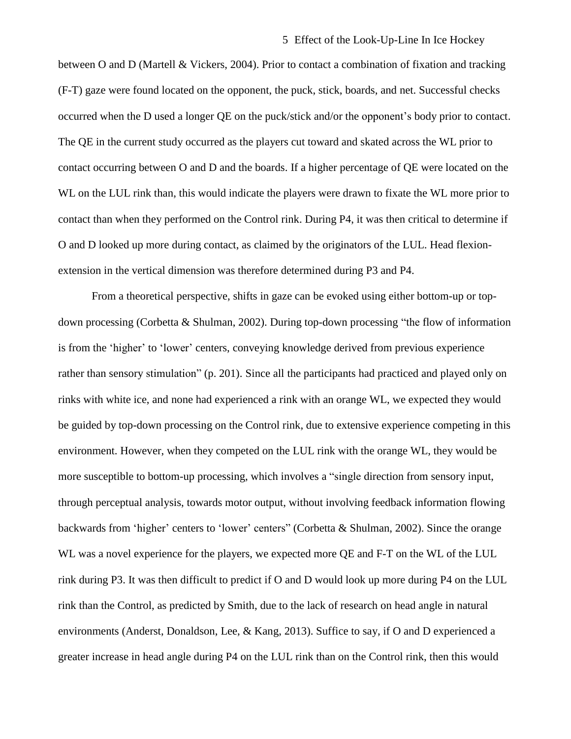between O and D (Martell & Vickers, 2004). Prior to contact a combination of fixation and tracking (F-T) gaze were found located on the opponent, the puck, stick, boards, and net. Successful checks occurred when the D used a longer QE on the puck/stick and/or the opponent's body prior to contact. The QE in the current study occurred as the players cut toward and skated across the WL prior to contact occurring between O and D and the boards. If a higher percentage of QE were located on the WL on the LUL rink than, this would indicate the players were drawn to fixate the WL more prior to contact than when they performed on the Control rink. During P4, it was then critical to determine if O and D looked up more during contact, as claimed by the originators of the LUL. Head flexion-extension in the vertical dimension was therefore determined during P3 and P4.

From a theoretical perspective, shifts in gaze can be evoked using either bottom-up or top-down processing (Corbetta & Shulman, 2002). During top-down processing "the flow of information is from the 'higher' to 'lower' centers, conveying knowledge derived from previous experience rather than sensory stimulation" (p. 201). Since all the participants had practiced and played only on rinks with white ice, and none had experienced a rink with an orange WL, we expected they would be guided by top-down processing on the Control rink, due to extensive experience competing in this environment. However, when they competed on the LUL rink with the orange WL, they would be more susceptible to bottom-up processing, which involves a "single direction from sensory input, through perceptual analysis, towards motor output, without involving feedback information flowing backwards from 'higher' centers to 'lower' centers" (Corbetta & Shulman, 2002). Since the orange WL was a novel experience for the players, we expected more QE and F-T on the WL of the LUL rink during P3. It was then difficult to predict if O and D would look up more during P4 on the LUL rink than the Control, as predicted by Smith, due to the lack of research on head angle in natural environments (Anderst, Donaldson, Lee, & Kang, 2013). Suffice to say, if O and D experienced a greater increase in head angle during P4 on the LUL rink than on the Control rink, then this would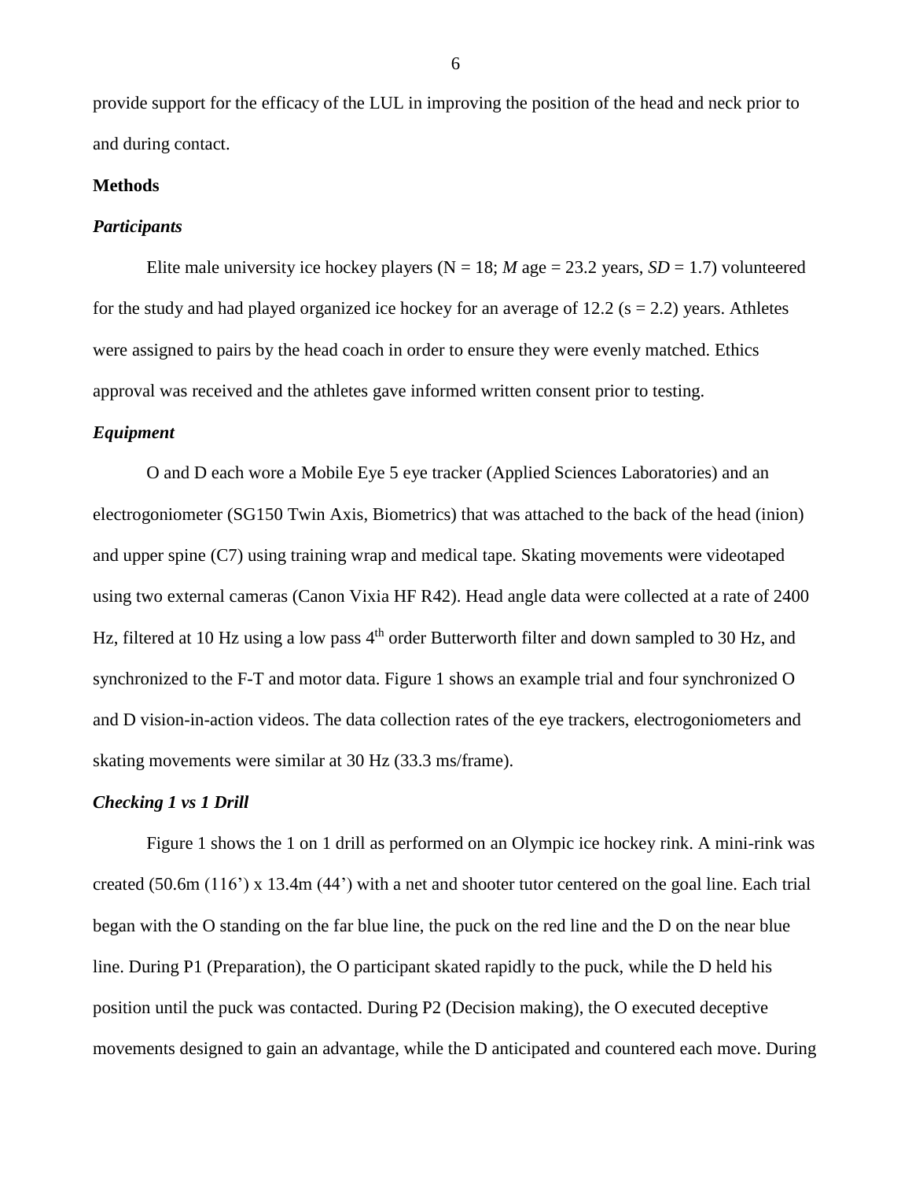provide support for the efficacy of the LUL in improving the position of the head and neck prior to and during contact.

**Methods**

***Participants***

Elite male university ice hockey players (N = 18; *M* age = 23.2 years, *SD* = 1.7) volunteered for the study and had played organized ice hockey for an average of 12.2 (s = 2.2) years. Athletes were assigned to pairs by the head coach in order to ensure they were evenly matched. Ethics approval was received and the athletes gave informed written consent prior to testing.

***Equipment***

O and D each wore a Mobile Eye 5 eye tracker (Applied Sciences Laboratories) and an electrogoniometer (SG150 Twin Axis, Biometrics) that was attached to the back of the head (inion) and upper spine (C7) using training wrap and medical tape. Skating movements were videotaped using two external cameras (Canon Vixia HF R42). Head angle data were collected at a rate of 2400 Hz, filtered at 10 Hz using a low pass 4$^{th}$ order Butterworth filter and down sampled to 30 Hz, and synchronized to the F-T and motor data. Figure 1 shows an example trial and four synchronized O and D vision-in-action videos. The data collection rates of the eye trackers, electrogoniometers and skating movements were similar at 30 Hz (33.3 ms/frame).

***Checking 1 vs 1 Drill***

Figure 1 shows the 1 on 1 drill as performed on an Olympic ice hockey rink. A mini-rink was created (50.6m (116') x 13.4m (44') with a net and shooter tutor centered on the goal line. Each trial began with the O standing on the far blue line, the puck on the red line and the D on the near blue line. During P1 (Preparation), the O participant skated rapidly to the puck, while the D held his position until the puck was contacted. During P2 (Decision making), the O executed deceptive movements designed to gain an advantage, while the D anticipated and countered each move. During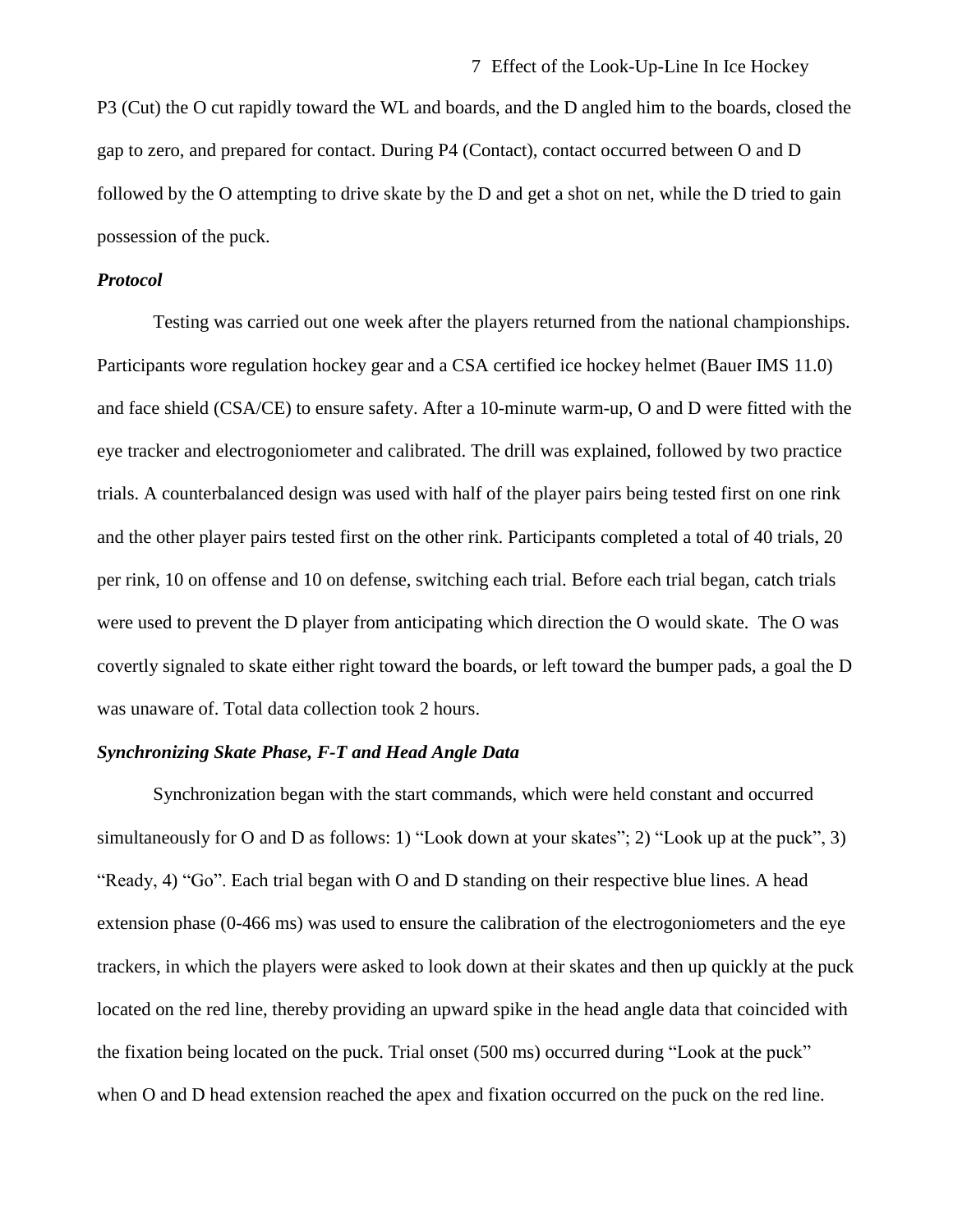P3 (Cut) the O cut rapidly toward the WL and boards, and the D angled him to the boards, closed the gap to zero, and prepared for contact. During P4 (Contact), contact occurred between O and D followed by the O attempting to drive skate by the D and get a shot on net, while the D tried to gain possession of the puck.

### *Protocol*

Testing was carried out one week after the players returned from the national championships. Participants wore regulation hockey gear and a CSA certified ice hockey helmet (Bauer IMS 11.0) and face shield (CSA/CE) to ensure safety. After a 10-minute warm-up, O and D were fitted with the eye tracker and electrogoniometer and calibrated. The drill was explained, followed by two practice trials. A counterbalanced design was used with half of the player pairs being tested first on one rink and the other player pairs tested first on the other rink. Participants completed a total of 40 trials, 20 per rink, 10 on offense and 10 on defense, switching each trial. Before each trial began, catch trials were used to prevent the D player from anticipating which direction the O would skate. The O was covertly signaled to skate either right toward the boards, or left toward the bumper pads, a goal the D was unaware of. Total data collection took 2 hours.

### *Synchronizing Skate Phase, F-T and Head Angle Data*

Synchronization began with the start commands, which were held constant and occurred simultaneously for O and D as follows: 1) "Look down at your skates"; 2) "Look up at the puck", 3) "Ready, 4) "Go". Each trial began with O and D standing on their respective blue lines. A head extension phase (0-466 ms) was used to ensure the calibration of the electrogoniometers and the eye trackers, in which the players were asked to look down at their skates and then up quickly at the puck located on the red line, thereby providing an upward spike in the head angle data that coincided with the fixation being located on the puck. Trial onset (500 ms) occurred during "Look at the puck" when O and D head extension reached the apex and fixation occurred on the puck on the red line.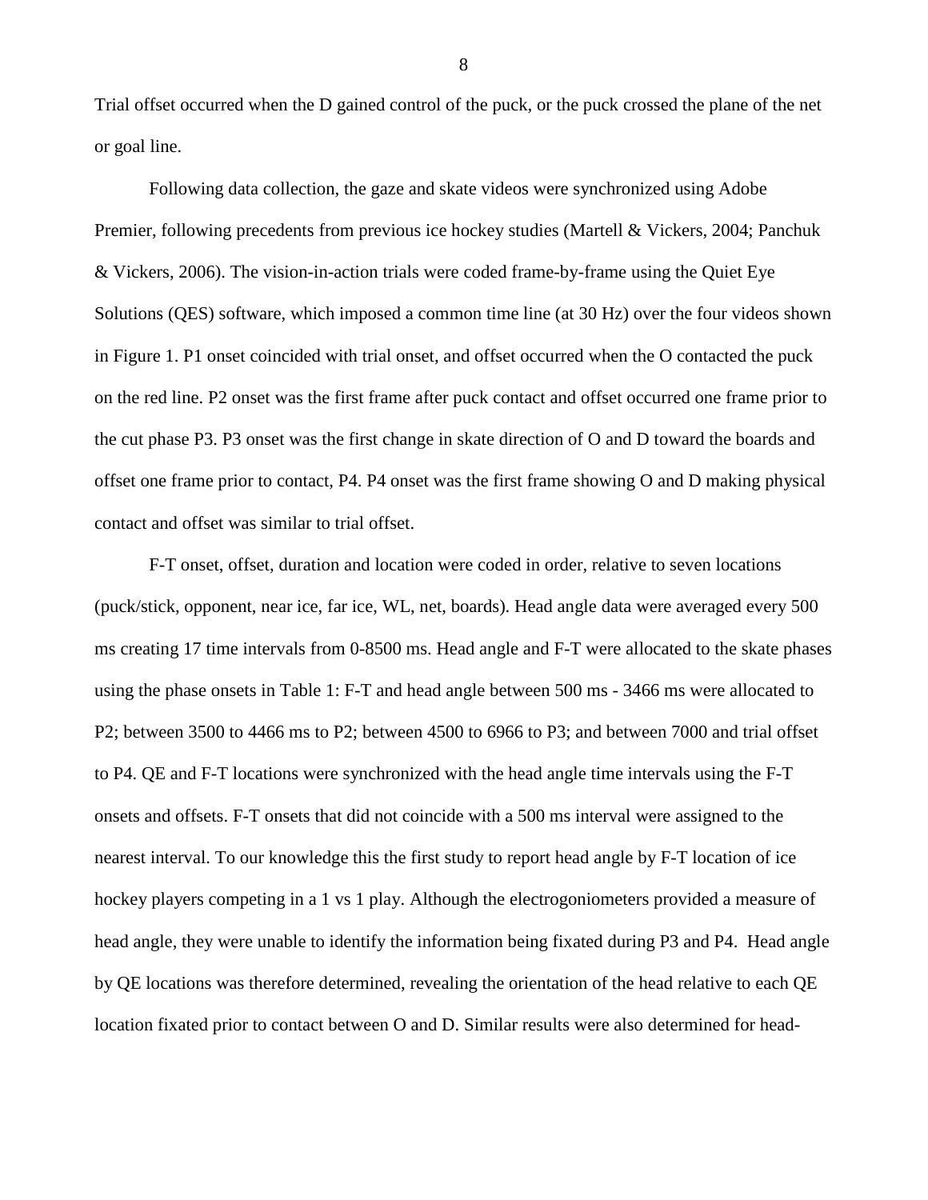Trial offset occurred when the D gained control of the puck, or the puck crossed the plane of the net or goal line.

Following data collection, the gaze and skate videos were synchronized using Adobe Premier, following precedents from previous ice hockey studies (Martell & Vickers, 2004; Panchuk & Vickers, 2006). The vision-in-action trials were coded frame-by-frame using the Quiet Eye Solutions (QES) software, which imposed a common time line (at 30 Hz) over the four videos shown in Figure 1. P1 onset coincided with trial onset, and offset occurred when the O contacted the puck on the red line. P2 onset was the first frame after puck contact and offset occurred one frame prior to the cut phase P3. P3 onset was the first change in skate direction of O and D toward the boards and offset one frame prior to contact, P4. P4 onset was the first frame showing O and D making physical contact and offset was similar to trial offset.

F-T onset, offset, duration and location were coded in order, relative to seven locations (puck/stick, opponent, near ice, far ice, WL, net, boards). Head angle data were averaged every 500 ms creating 17 time intervals from 0-8500 ms. Head angle and F-T were allocated to the skate phases using the phase onsets in Table 1: F-T and head angle between 500 ms - 3466 ms were allocated to P2; between 3500 to 4466 ms to P2; between 4500 to 6966 to P3; and between 7000 and trial offset to P4. QE and F-T locations were synchronized with the head angle time intervals using the F-T onsets and offsets. F-T onsets that did not coincide with a 500 ms interval were assigned to the nearest interval. To our knowledge this the first study to report head angle by F-T location of ice hockey players competing in a 1 vs 1 play. Although the electrogoniometers provided a measure of head angle, they were unable to identify the information being fixated during P3 and P4. Head angle by QE locations was therefore determined, revealing the orientation of the head relative to each QE location fixated prior to contact between O and D. Similar results were also determined for head-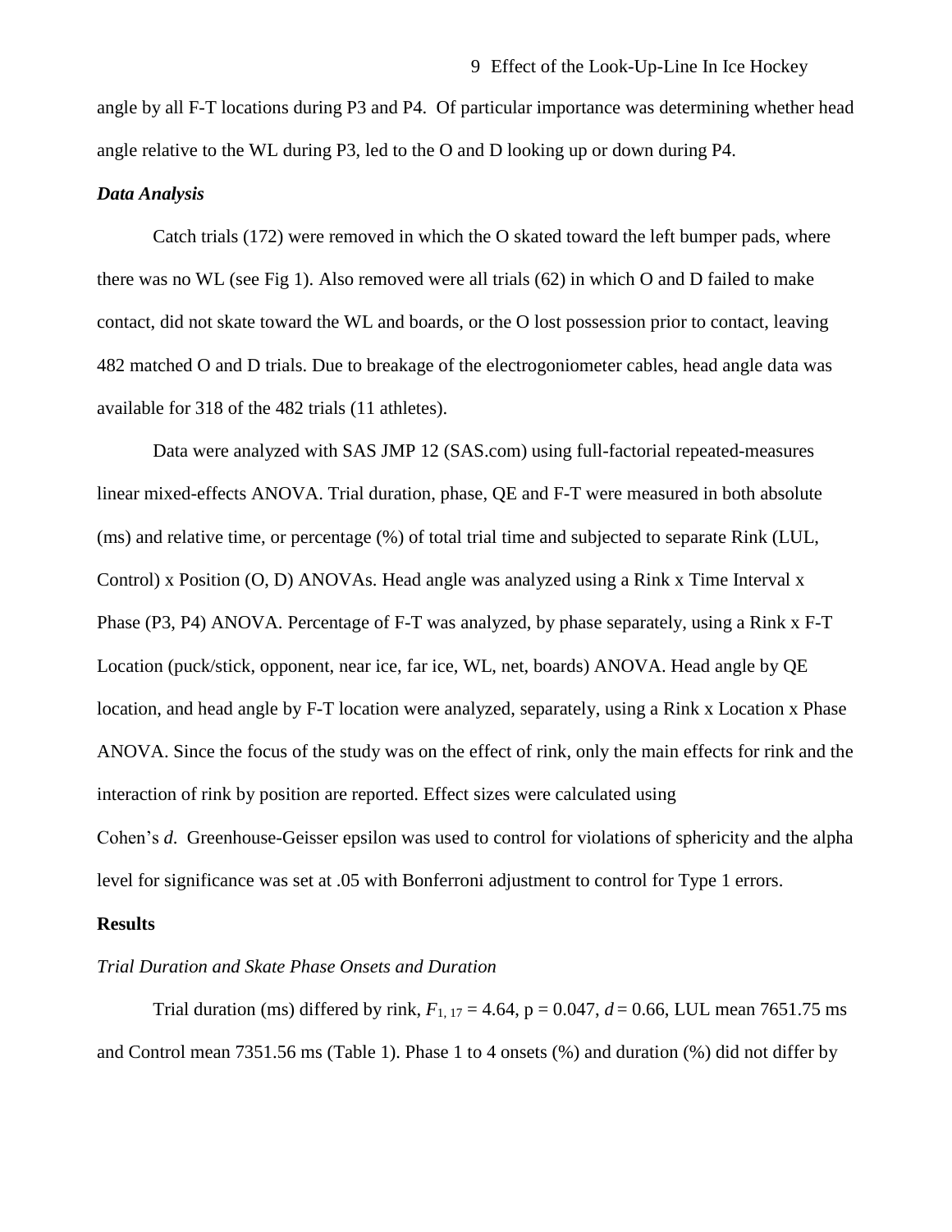angle by all F-T locations during P3 and P4. Of particular importance was determining whether head angle relative to the WL during P3, led to the O and D looking up or down during P4.

### *Data Analysis*

Catch trials (172) were removed in which the O skated toward the left bumper pads, where there was no WL (see Fig 1). Also removed were all trials (62) in which O and D failed to make contact, did not skate toward the WL and boards, or the O lost possession prior to contact, leaving 482 matched O and D trials. Due to breakage of the electrogoniometer cables, head angle data was available for 318 of the 482 trials (11 athletes).

Data were analyzed with SAS JMP 12 (SAS.com) using full-factorial repeated-measures linear mixed-effects ANOVA. Trial duration, phase, QE and F-T were measured in both absolute (ms) and relative time, or percentage (%) of total trial time and subjected to separate Rink (LUL, Control) x Position (O, D) ANOVAs. Head angle was analyzed using a Rink x Time Interval x Phase (P3, P4) ANOVA. Percentage of F-T was analyzed, by phase separately, using a Rink x F-T Location (puck/stick, opponent, near ice, far ice, WL, net, boards) ANOVA. Head angle by QE location, and head angle by F-T location were analyzed, separately, using a Rink x Location x Phase ANOVA. Since the focus of the study was on the effect of rink, only the main effects for rink and the interaction of rink by position are reported. Effect sizes were calculated using Cohen's *d*. Greenhouse-Geisser epsilon was used to control for violations of sphericity and the alpha level for significance was set at .05 with Bonferroni adjustment to control for Type 1 errors.

## Results

### *Trial Duration and Skate Phase Onsets and Duration*

Trial duration (ms) differed by rink, $F_{1, 17} = 4.64$, $p = 0.047$, $d = 0.66$, LUL mean 7651.75 ms and Control mean 7351.56 ms (Table 1). Phase 1 to 4 onsets (%) and duration (%) did not differ by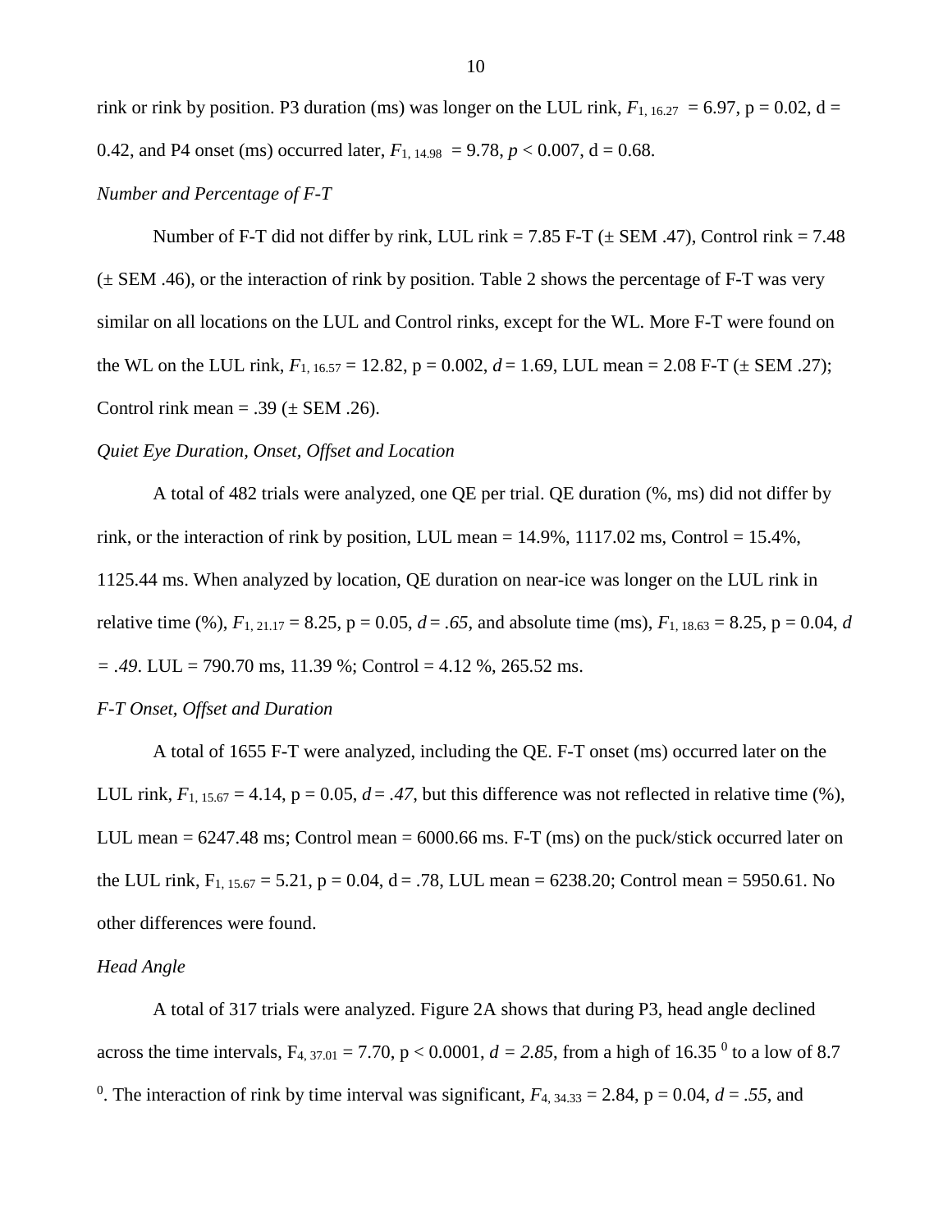rink or rink by position. P3 duration (ms) was longer on the LUL rink, $F_{1, 16.27} = 6.97$, p = 0.02, d = 0.42, and P4 onset (ms) occurred later, $F_{1, 14.98} = 9.78$, $p < 0.007$, d = 0.68.

*Number and Percentage of F-T*

Number of F-T did not differ by rink, LUL rink = 7.85 F-T (± SEM .47), Control rink = 7.48 (± SEM .46), or the interaction of rink by position. Table 2 shows the percentage of F-T was very similar on all locations on the LUL and Control rinks, except for the WL. More F-T were found on the WL on the LUL rink, $F_{1, 16.57} = 12.82$, p = 0.002, $d = 1.69$, LUL mean = 2.08 F-T (± SEM .27); Control rink mean = .39 (± SEM .26).

*Quiet Eye Duration, Onset, Offset and Location*

A total of 482 trials were analyzed, one QE per trial. QE duration (%, ms) did not differ by rink, or the interaction of rink by position, LUL mean = 14.9%, 1117.02 ms, Control = 15.4%, 1125.44 ms. When analyzed by location, QE duration on near-ice was longer on the LUL rink in relative time (%), $F_{1, 21.17} = 8.25$, p = 0.05, $d = .65$, and absolute time (ms), $F_{1, 18.63} = 8.25$, p = 0.04, $d = .49$. LUL = 790.70 ms, 11.39 %; Control = 4.12 %, 265.52 ms.

*F-T Onset, Offset and Duration*

A total of 1655 F-T were analyzed, including the QE. F-T onset (ms) occurred later on the LUL rink, $F_{1, 15.67} = 4.14$, p = 0.05, $d = .47$, but this difference was not reflected in relative time (%), LUL mean = 6247.48 ms; Control mean = 6000.66 ms. F-T (ms) on the puck/stick occurred later on the LUL rink, $F_{1, 15.67} = 5.21$, p = 0.04, d = .78, LUL mean = 6238.20; Control mean = 5950.61. No other differences were found.

*Head Angle*

A total of 317 trials were analyzed. Figure 2A shows that during P3, head angle declined across the time intervals, $F_{4, 37.01} = 7.70$, p < 0.0001, $d = 2.85$, from a high of 16.35 $^0$ to a low of 8.7 $^0$. The interaction of rink by time interval was significant, $F_{4, 34.33} = 2.84$, p = 0.04, $d = .55$, and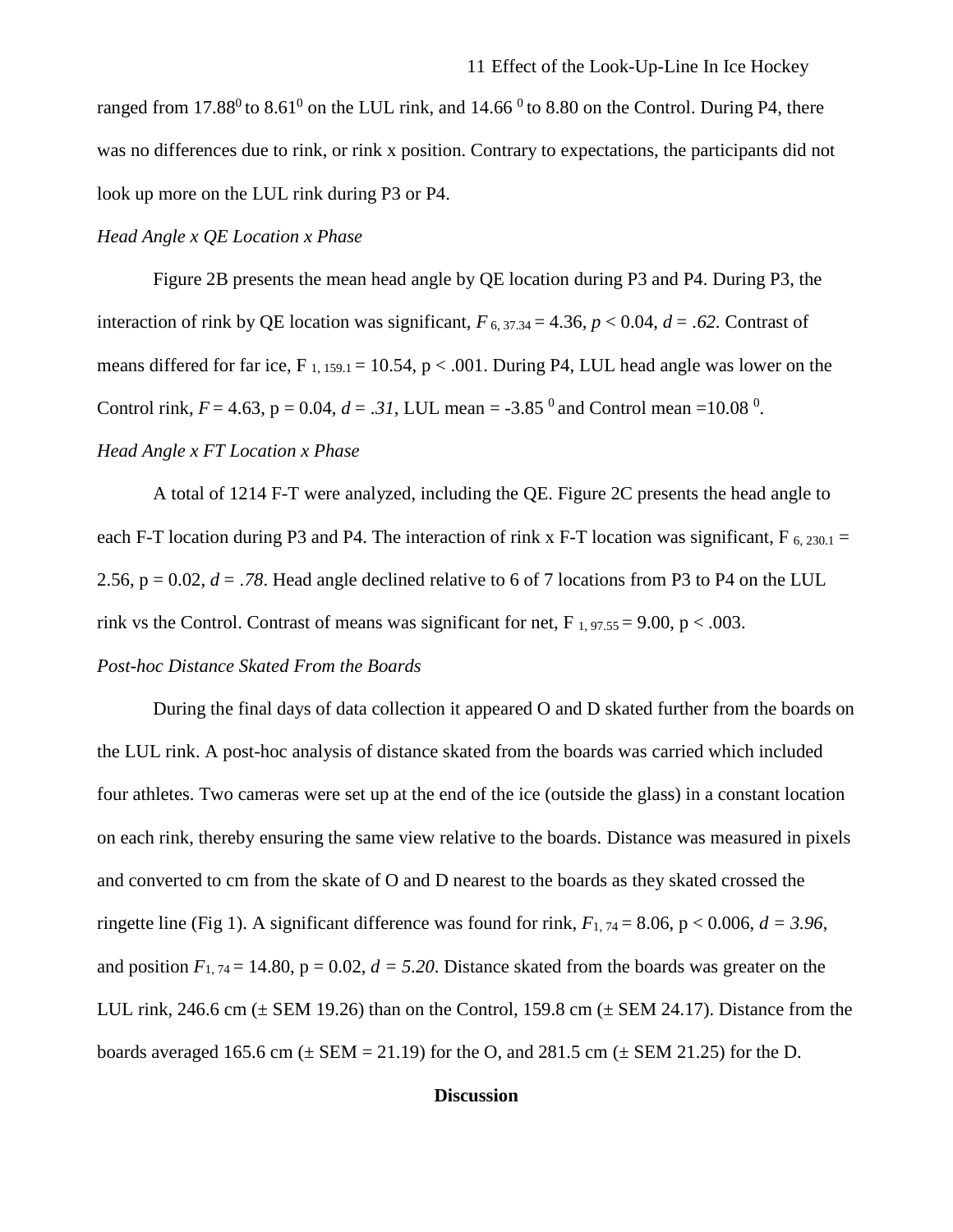ranged from $17.88^0$ to $8.61^0$ on the LUL rink, and $14.66\ ^0$ to 8.80 on the Control. During P4, there was no differences due to rink, or rink x position. Contrary to expectations, the participants did not look up more on the LUL rink during P3 or P4.

*Head Angle x QE Location x Phase*

Figure 2B presents the mean head angle by QE location during P3 and P4. During P3, the interaction of rink by QE location was significant, $F_{6,\ 37.34} = 4.36$, $p < 0.04$, $d = .62$. Contrast of means differed for far ice, $F_{1,\ 159.1} = 10.54$, $p < .001$. During P4, LUL head angle was lower on the Control rink, $F = 4.63$, $p = 0.04$, $d = .31$, LUL mean = $-3.85\ ^0$ and Control mean $=10.08\ ^0$.

*Head Angle x FT Location x Phase*

A total of 1214 F-T were analyzed, including the QE. Figure 2C presents the head angle to each F-T location during P3 and P4. The interaction of rink x F-T location was significant, $F_{6,\ 230.1} = 2.56$, $p = 0.02$, $d = .78$. Head angle declined relative to 6 of 7 locations from P3 to P4 on the LUL rink vs the Control. Contrast of means was significant for net, $F_{1,\ 97.55} = 9.00$, $p < .003$.

*Post-hoc Distance Skated From the Boards*

During the final days of data collection it appeared O and D skated further from the boards on the LUL rink. A post-hoc analysis of distance skated from the boards was carried which included four athletes. Two cameras were set up at the end of the ice (outside the glass) in a constant location on each rink, thereby ensuring the same view relative to the boards. Distance was measured in pixels and converted to cm from the skate of O and D nearest to the boards as they skated crossed the ringette line (Fig 1). A significant difference was found for rink, $F_{1,\ 74} = 8.06$, $p < 0.006$, $d = 3.96$, and position $F_{1,\ 74} = 14.80$, $p = 0.02$, $d = 5.20$. Distance skated from the boards was greater on the LUL rink, 246.6 cm (± SEM 19.26) than on the Control, 159.8 cm (± SEM 24.17). Distance from the boards averaged 165.6 cm (± SEM = 21.19) for the O, and 281.5 cm (± SEM 21.25) for the D.

## Discussion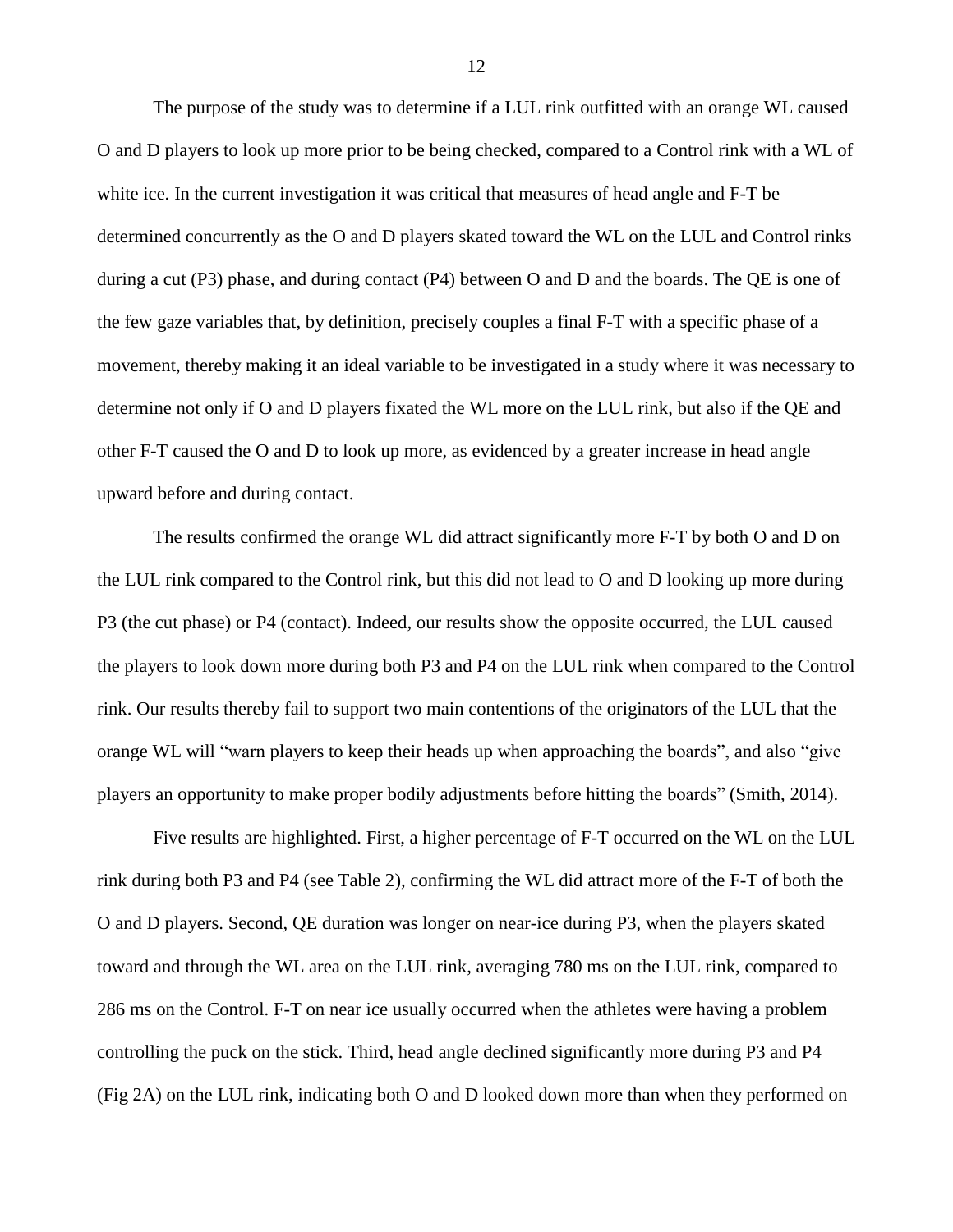The purpose of the study was to determine if a LUL rink outfitted with an orange WL caused O and D players to look up more prior to be being checked, compared to a Control rink with a WL of white ice. In the current investigation it was critical that measures of head angle and F-T be determined concurrently as the O and D players skated toward the WL on the LUL and Control rinks during a cut (P3) phase, and during contact (P4) between O and D and the boards. The QE is one of the few gaze variables that, by definition, precisely couples a final F-T with a specific phase of a movement, thereby making it an ideal variable to be investigated in a study where it was necessary to determine not only if O and D players fixated the WL more on the LUL rink, but also if the QE and other F-T caused the O and D to look up more, as evidenced by a greater increase in head angle upward before and during contact.

The results confirmed the orange WL did attract significantly more F-T by both O and D on the LUL rink compared to the Control rink, but this did not lead to O and D looking up more during P3 (the cut phase) or P4 (contact). Indeed, our results show the opposite occurred, the LUL caused the players to look down more during both P3 and P4 on the LUL rink when compared to the Control rink. Our results thereby fail to support two main contentions of the originators of the LUL that the orange WL will "warn players to keep their heads up when approaching the boards", and also "give players an opportunity to make proper bodily adjustments before hitting the boards" (Smith, 2014).

Five results are highlighted. First, a higher percentage of F-T occurred on the WL on the LUL rink during both P3 and P4 (see Table 2), confirming the WL did attract more of the F-T of both the O and D players. Second, QE duration was longer on near-ice during P3, when the players skated toward and through the WL area on the LUL rink, averaging 780 ms on the LUL rink, compared to 286 ms on the Control. F-T on near ice usually occurred when the athletes were having a problem controlling the puck on the stick. Third, head angle declined significantly more during P3 and P4 (Fig 2A) on the LUL rink, indicating both O and D looked down more than when they performed on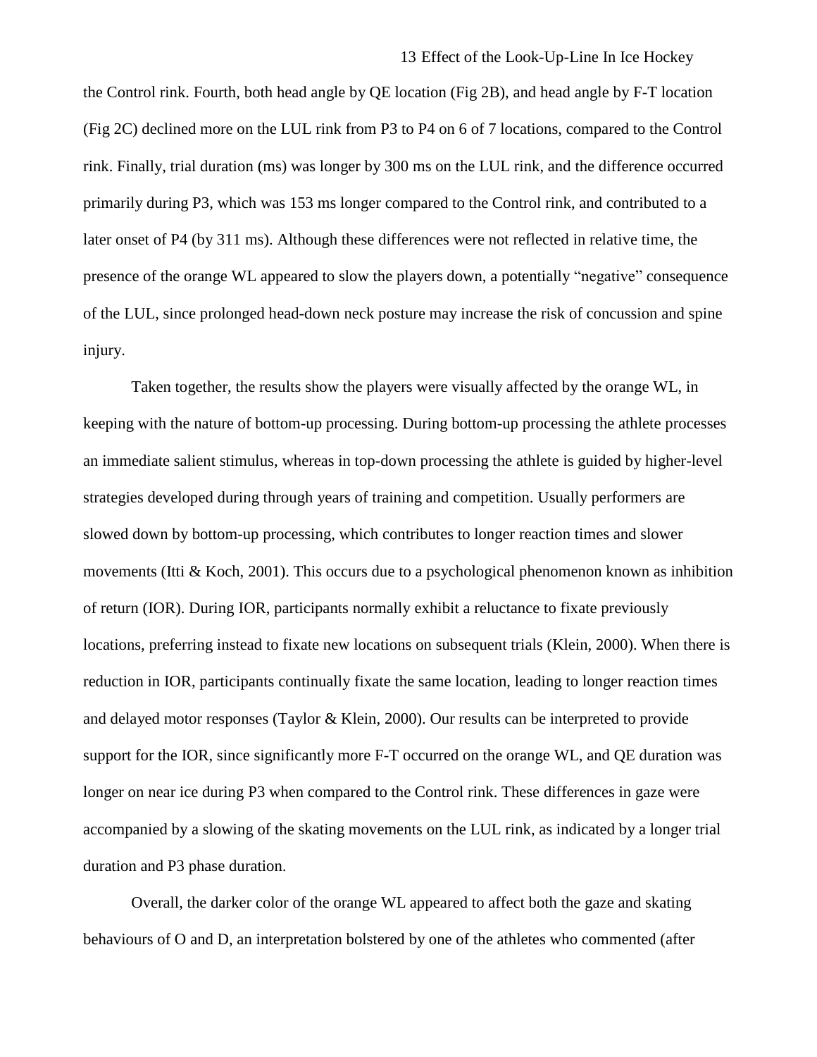the Control rink. Fourth, both head angle by QE location (Fig 2B), and head angle by F-T location (Fig 2C) declined more on the LUL rink from P3 to P4 on 6 of 7 locations, compared to the Control rink. Finally, trial duration (ms) was longer by 300 ms on the LUL rink, and the difference occurred primarily during P3, which was 153 ms longer compared to the Control rink, and contributed to a later onset of P4 (by 311 ms). Although these differences were not reflected in relative time, the presence of the orange WL appeared to slow the players down, a potentially "negative" consequence of the LUL, since prolonged head-down neck posture may increase the risk of concussion and spine injury.

Taken together, the results show the players were visually affected by the orange WL, in keeping with the nature of bottom-up processing. During bottom-up processing the athlete processes an immediate salient stimulus, whereas in top-down processing the athlete is guided by higher-level strategies developed during through years of training and competition. Usually performers are slowed down by bottom-up processing, which contributes to longer reaction times and slower movements (Itti & Koch, 2001). This occurs due to a psychological phenomenon known as inhibition of return (IOR). During IOR, participants normally exhibit a reluctance to fixate previously locations, preferring instead to fixate new locations on subsequent trials (Klein, 2000). When there is reduction in IOR, participants continually fixate the same location, leading to longer reaction times and delayed motor responses (Taylor & Klein, 2000). Our results can be interpreted to provide support for the IOR, since significantly more F-T occurred on the orange WL, and QE duration was longer on near ice during P3 when compared to the Control rink. These differences in gaze were accompanied by a slowing of the skating movements on the LUL rink, as indicated by a longer trial duration and P3 phase duration.

Overall, the darker color of the orange WL appeared to affect both the gaze and skating behaviours of O and D, an interpretation bolstered by one of the athletes who commented (after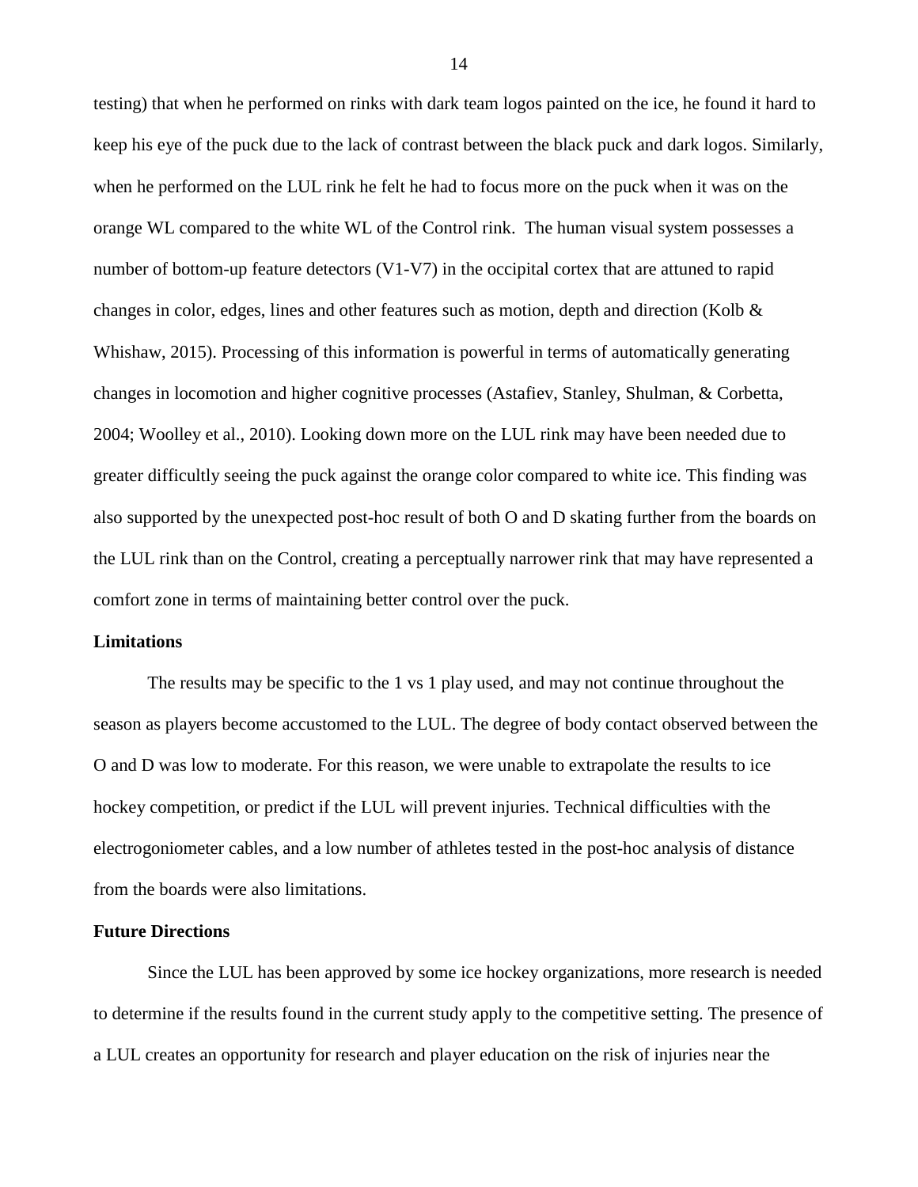testing) that when he performed on rinks with dark team logos painted on the ice, he found it hard to keep his eye of the puck due to the lack of contrast between the black puck and dark logos. Similarly, when he performed on the LUL rink he felt he had to focus more on the puck when it was on the orange WL compared to the white WL of the Control rink. The human visual system possesses a number of bottom-up feature detectors (V1-V7) in the occipital cortex that are attuned to rapid changes in color, edges, lines and other features such as motion, depth and direction (Kolb & Whishaw, 2015). Processing of this information is powerful in terms of automatically generating changes in locomotion and higher cognitive processes (Astafiev, Stanley, Shulman, & Corbetta, 2004; Woolley et al., 2010). Looking down more on the LUL rink may have been needed due to greater difficultly seeing the puck against the orange color compared to white ice. This finding was also supported by the unexpected post-hoc result of both O and D skating further from the boards on the LUL rink than on the Control, creating a perceptually narrower rink that may have represented a comfort zone in terms of maintaining better control over the puck.

### Limitations

The results may be specific to the 1 vs 1 play used, and may not continue throughout the season as players become accustomed to the LUL. The degree of body contact observed between the O and D was low to moderate. For this reason, we were unable to extrapolate the results to ice hockey competition, or predict if the LUL will prevent injuries. Technical difficulties with the electrogoniometer cables, and a low number of athletes tested in the post-hoc analysis of distance from the boards were also limitations.

### Future Directions

Since the LUL has been approved by some ice hockey organizations, more research is needed to determine if the results found in the current study apply to the competitive setting. The presence of a LUL creates an opportunity for research and player education on the risk of injuries near the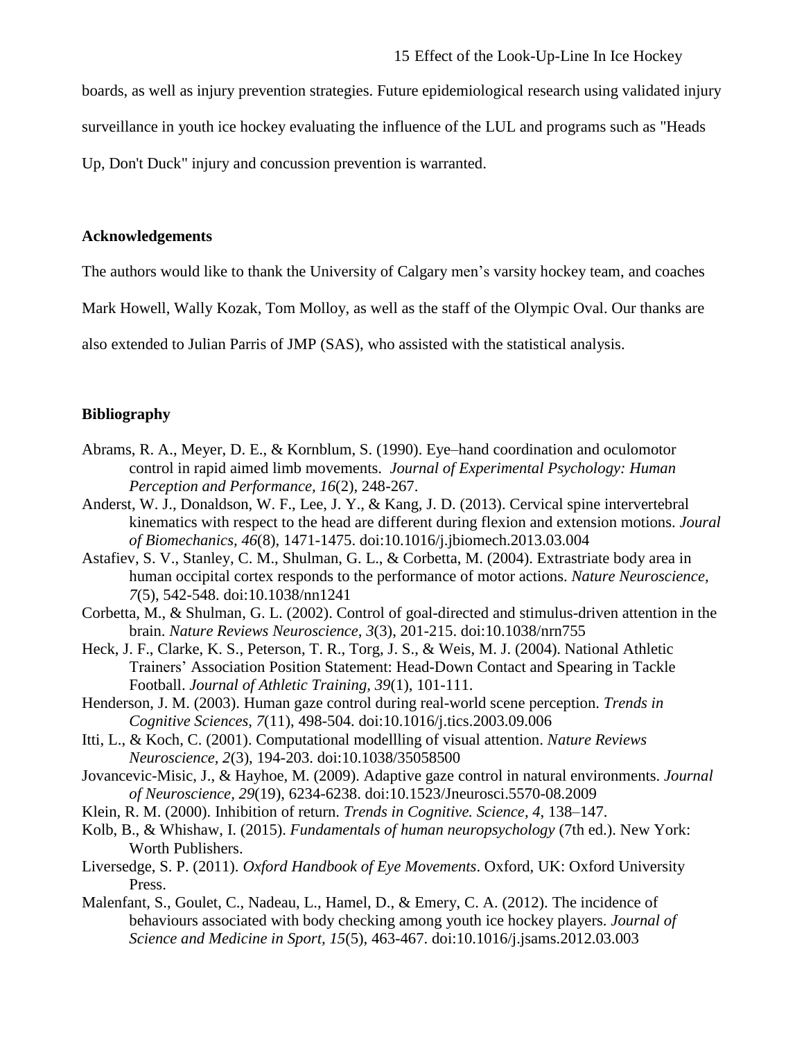boards, as well as injury prevention strategies. Future epidemiological research using validated injury surveillance in youth ice hockey evaluating the influence of the LUL and programs such as "Heads Up, Don't Duck" injury and concussion prevention is warranted.

## Acknowledgements

The authors would like to thank the University of Calgary men's varsity hockey team, and coaches Mark Howell, Wally Kozak, Tom Molloy, as well as the staff of the Olympic Oval. Our thanks are also extended to Julian Parris of JMP (SAS), who assisted with the statistical analysis.

## Bibliography

Abrams, R. A., Meyer, D. E., & Kornblum, S. (1990). Eye–hand coordination and oculomotor control in rapid aimed limb movements. *Journal of Experimental Psychology: Human Perception and Performance, 16*(2), 248-267.

Anderst, W. J., Donaldson, W. F., Lee, J. Y., & Kang, J. D. (2013). Cervical spine intervertebral kinematics with respect to the head are different during flexion and extension motions. *Joural of Biomechanics, 46*(8), 1471-1475. doi:10.1016/j.jbiomech.2013.03.004

Astafiev, S. V., Stanley, C. M., Shulman, G. L., & Corbetta, M. (2004). Extrastriate body area in human occipital cortex responds to the performance of motor actions. *Nature Neuroscience, 7*(5), 542-548. doi:10.1038/nn1241

Corbetta, M., & Shulman, G. L. (2002). Control of goal-directed and stimulus-driven attention in the brain. *Nature Reviews Neuroscience, 3*(3), 201-215. doi:10.1038/nrn755

Heck, J. F., Clarke, K. S., Peterson, T. R., Torg, J. S., & Weis, M. J. (2004). National Athletic Trainers' Association Position Statement: Head-Down Contact and Spearing in Tackle Football. *Journal of Athletic Training, 39*(1), 101-111.

Henderson, J. M. (2003). Human gaze control during real-world scene perception. *Trends in Cognitive Sciences, 7*(11), 498-504. doi:10.1016/j.tics.2003.09.006

Itti, L., & Koch, C. (2001). Computational modellling of visual attention. *Nature Reviews Neuroscience, 2*(3), 194-203. doi:10.1038/35058500

Jovancevic-Misic, J., & Hayhoe, M. (2009). Adaptive gaze control in natural environments. *Journal of Neuroscience, 29*(19), 6234-6238. doi:10.1523/Jneurosci.5570-08.2009

Klein, R. M. (2000). Inhibition of return. *Trends in Cognitive. Science, 4*, 138–147.

Kolb, B., & Whishaw, I. (2015). *Fundamentals of human neuropsychology* (7th ed.). New York: Worth Publishers.

Liversedge, S. P. (2011). *Oxford Handbook of Eye Movements*. Oxford, UK: Oxford University Press.

Malenfant, S., Goulet, C., Nadeau, L., Hamel, D., & Emery, C. A. (2012). The incidence of behaviours associated with body checking among youth ice hockey players. *Journal of Science and Medicine in Sport, 15*(5), 463-467. doi:10.1016/j.jsams.2012.03.003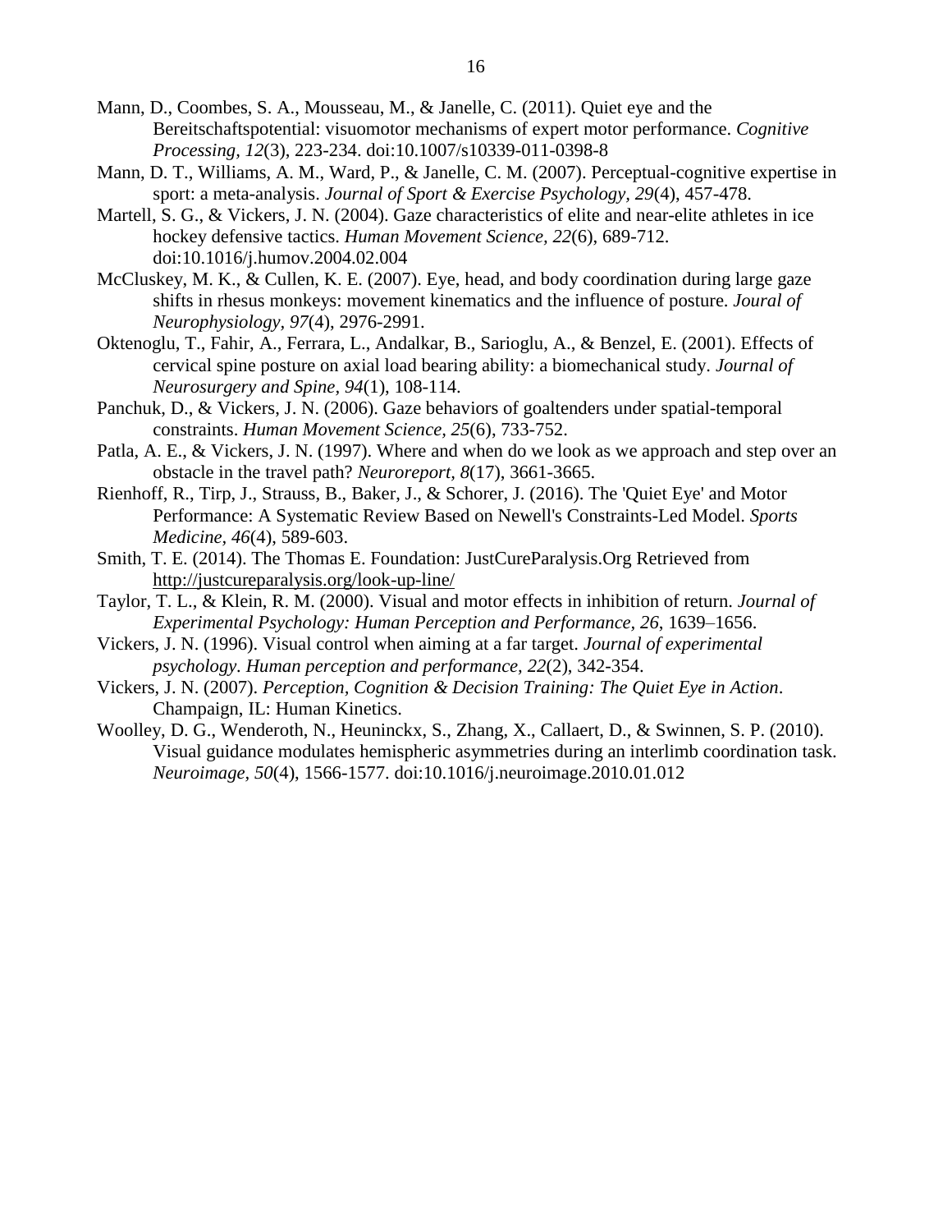Mann, D., Coombes, S. A., Mousseau, M., & Janelle, C. (2011). Quiet eye and the Bereitschaftspotential: visuomotor mechanisms of expert motor performance. *Cognitive Processing, 12*(3), 223-234. doi:10.1007/s10339-011-0398-8

Mann, D. T., Williams, A. M., Ward, P., & Janelle, C. M. (2007). Perceptual-cognitive expertise in sport: a meta-analysis. *Journal of Sport & Exercise Psychology, 29*(4), 457-478.

Martell, S. G., & Vickers, J. N. (2004). Gaze characteristics of elite and near-elite athletes in ice hockey defensive tactics. *Human Movement Science, 22*(6), 689-712. doi:10.1016/j.humov.2004.02.004

McCluskey, M. K., & Cullen, K. E. (2007). Eye, head, and body coordination during large gaze shifts in rhesus monkeys: movement kinematics and the influence of posture. *Joural of Neurophysiology, 97*(4), 2976-2991.

Oktenoglu, T., Fahir, A., Ferrara, L., Andalkar, B., Sarioglu, A., & Benzel, E. (2001). Effects of cervical spine posture on axial load bearing ability: a biomechanical study. *Journal of Neurosurgery and Spine, 94*(1), 108-114.

Panchuk, D., & Vickers, J. N. (2006). Gaze behaviors of goaltenders under spatial-temporal constraints. *Human Movement Science, 25*(6), 733-752.

Patla, A. E., & Vickers, J. N. (1997). Where and when do we look as we approach and step over an obstacle in the travel path? *Neuroreport, 8*(17), 3661-3665.

Rienhoff, R., Tirp, J., Strauss, B., Baker, J., & Schorer, J. (2016). The 'Quiet Eye' and Motor Performance: A Systematic Review Based on Newell's Constraints-Led Model. *Sports Medicine, 46*(4), 589-603.

Smith, T. E. (2014). The Thomas E. Foundation: JustCureParalysis.Org Retrieved from http://justcureparalysis.org/look-up-line/

Taylor, T. L., & Klein, R. M. (2000). Visual and motor effects in inhibition of return. *Journal of Experimental Psychology: Human Perception and Performance, 26*, 1639–1656.

Vickers, J. N. (1996). Visual control when aiming at a far target. *Journal of experimental psychology. Human perception and performance, 22*(2), 342-354.

Vickers, J. N. (2007). *Perception, Cognition & Decision Training: The Quiet Eye in Action*. Champaign, IL: Human Kinetics.

Woolley, D. G., Wenderoth, N., Heuninckx, S., Zhang, X., Callaert, D., & Swinnen, S. P. (2010). Visual guidance modulates hemispheric asymmetries during an interlimb coordination task. *Neuroimage, 50*(4), 1566-1577. doi:10.1016/j.neuroimage.2010.01.012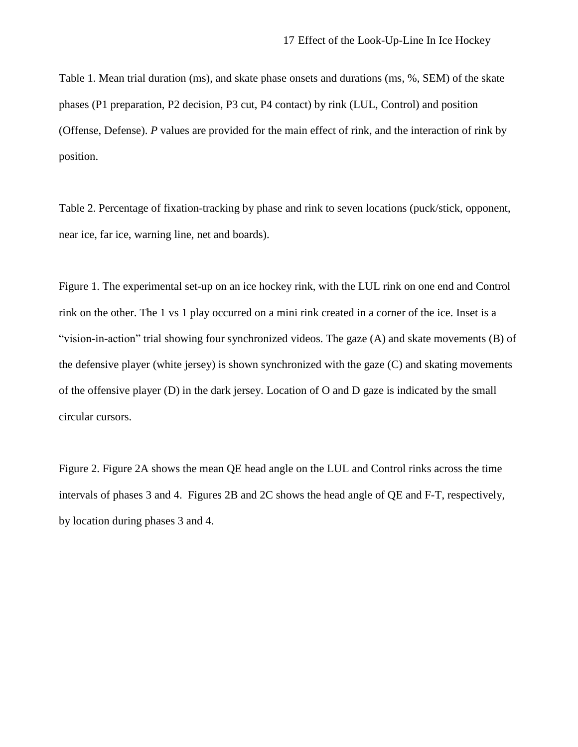Table 1. Mean trial duration (ms), and skate phase onsets and durations (ms, %, SEM) of the skate phases (P1 preparation, P2 decision, P3 cut, P4 contact) by rink (LUL, Control) and position (Offense, Defense). *P* values are provided for the main effect of rink, and the interaction of rink by position.

Table 2. Percentage of fixation-tracking by phase and rink to seven locations (puck/stick, opponent, near ice, far ice, warning line, net and boards).

Figure 1. The experimental set-up on an ice hockey rink, with the LUL rink on one end and Control rink on the other. The 1 vs 1 play occurred on a mini rink created in a corner of the ice. Inset is a "vision-in-action" trial showing four synchronized videos. The gaze (A) and skate movements (B) of the defensive player (white jersey) is shown synchronized with the gaze (C) and skating movements of the offensive player (D) in the dark jersey. Location of O and D gaze is indicated by the small circular cursors.

Figure 2. Figure 2A shows the mean QE head angle on the LUL and Control rinks across the time intervals of phases 3 and 4. Figures 2B and 2C shows the head angle of QE and F-T, respectively, by location during phases 3 and 4.